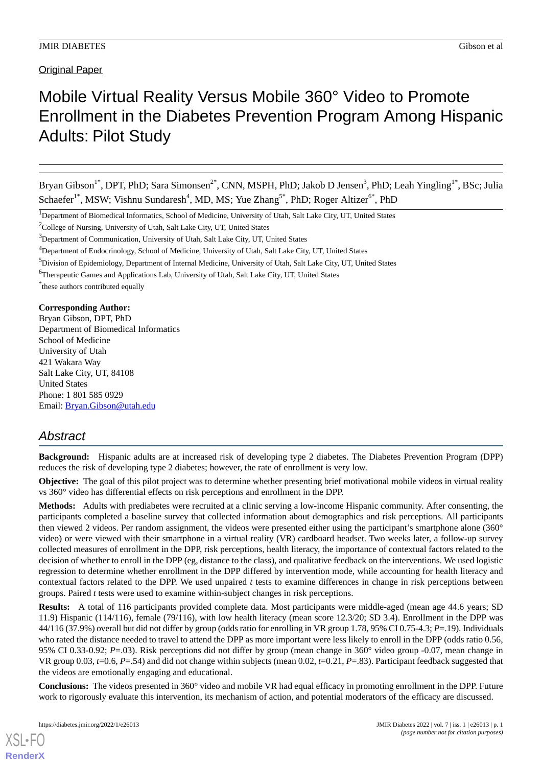Original Paper

# Mobile Virtual Reality Versus Mobile 360° Video to Promote Enrollment in the Diabetes Prevention Program Among Hispanic Adults: Pilot Study

Bryan Gibson[1*], DPT, PhD; Sara Simonsen[2*], CNN, MSPH, PhD; Jakob D Jensen[3], PhD; Leah Yingling[1*], BSc; Julia Schaefer[1*], MSW; Vishnu Sundaresh[4], MD, MS; Yue Zhang[5*], PhD; Roger Altizer[6*], PhD

[1]Department of Biomedical Informatics, School of Medicine, University of Utah, Salt Lake City, UT, United States

[2]College of Nursing, University of Utah, Salt Lake City, UT, United States

[3]Department of Communication, University of Utah, Salt Lake City, UT, United States

[4]Department of Endocrinology, School of Medicine, University of Utah, Salt Lake City, UT, United States

[5]Division of Epidemiology, Department of Internal Medicine, University of Utah, Salt Lake City, UT, United States

[6]Therapeutic Games and Applications Lab, University of Utah, Salt Lake City, UT, United States

[*]these authors contributed equally

**Corresponding Author:**
Bryan Gibson, DPT, PhD
Department of Biomedical Informatics
School of Medicine
University of Utah
421 Wakara Way
Salt Lake City, UT, 84108
United States
Phone: 1 801 585 0929
Email: Bryan.Gibson@utah.edu

## Abstract

**Background:** Hispanic adults are at increased risk of developing type 2 diabetes. The Diabetes Prevention Program (DPP) reduces the risk of developing type 2 diabetes; however, the rate of enrollment is very low.

**Objective:** The goal of this pilot project was to determine whether presenting brief motivational mobile videos in virtual reality vs 360° video has differential effects on risk perceptions and enrollment in the DPP.

**Methods:** Adults with prediabetes were recruited at a clinic serving a low-income Hispanic community. After consenting, the participants completed a baseline survey that collected information about demographics and risk perceptions. All participants then viewed 2 videos. Per random assignment, the videos were presented either using the participant's smartphone alone (360° video) or were viewed with their smartphone in a virtual reality (VR) cardboard headset. Two weeks later, a follow-up survey collected measures of enrollment in the DPP, risk perceptions, health literacy, the importance of contextual factors related to the decision of whether to enroll in the DPP (eg, distance to the class), and qualitative feedback on the interventions. We used logistic regression to determine whether enrollment in the DPP differed by intervention mode, while accounting for health literacy and contextual factors related to the DPP. We used unpaired *t* tests to examine differences in change in risk perceptions between groups. Paired *t* tests were used to examine within-subject changes in risk perceptions.

**Results:** A total of 116 participants provided complete data. Most participants were middle-aged (mean age 44.6 years; SD 11.9) Hispanic (114/116), female (79/116), with low health literacy (mean score 12.3/20; SD 3.4). Enrollment in the DPP was 44/116 (37.9%) overall but did not differ by group (odds ratio for enrolling in VR group 1.78, 95% CI 0.75-4.3; *P*=.19). Individuals who rated the distance needed to travel to attend the DPP as more important were less likely to enroll in the DPP (odds ratio 0.56, 95% CI 0.33-0.92; *P*=.03). Risk perceptions did not differ by group (mean change in 360° video group -0.07, mean change in VR group 0.03, *t*=0.6, *P*=.54) and did not change within subjects (mean 0.02, *t*=0.21, *P*=.83). Participant feedback suggested that the videos are emotionally engaging and educational.

**Conclusions:** The videos presented in 360° video and mobile VR had equal efficacy in promoting enrollment in the DPP. Future work to rigorously evaluate this intervention, its mechanism of action, and potential moderators of the efficacy are discussed.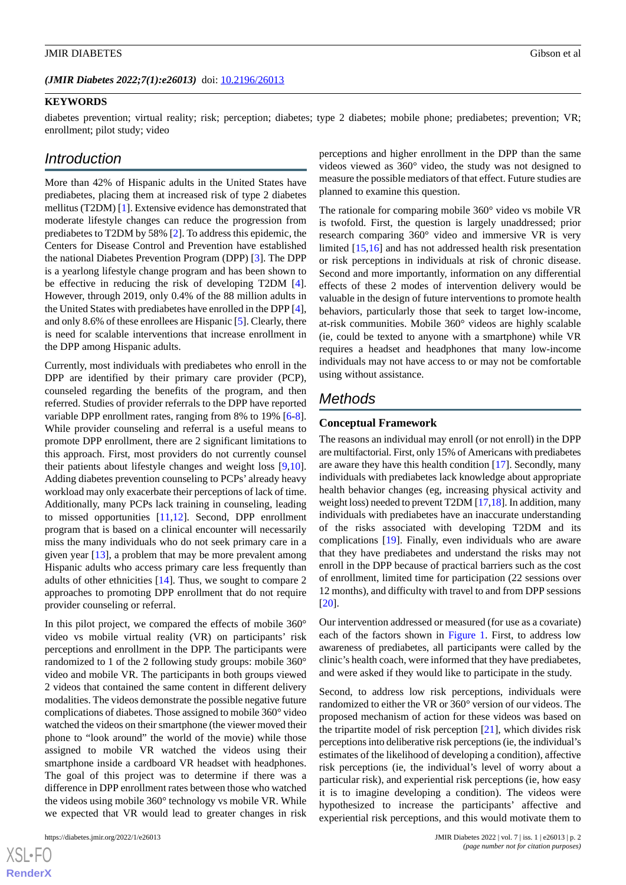(*JMIR Diabetes 2022;7(1):e26013*) doi: 10.2196/26013

**KEYWORDS**

diabetes prevention; virtual reality; risk; perception; diabetes; type 2 diabetes; mobile phone; prediabetes; prevention; VR; enrollment; pilot study; video

## Introduction

More than 42% of Hispanic adults in the United States have prediabetes, placing them at increased risk of type 2 diabetes mellitus (T2DM) [1]. Extensive evidence has demonstrated that moderate lifestyle changes can reduce the progression from prediabetes to T2DM by 58% [2]. To address this epidemic, the Centers for Disease Control and Prevention have established the national Diabetes Prevention Program (DPP) [3]. The DPP is a yearlong lifestyle change program and has been shown to be effective in reducing the risk of developing T2DM [4]. However, through 2019, only 0.4% of the 88 million adults in the United States with prediabetes have enrolled in the DPP [4], and only 8.6% of these enrollees are Hispanic [5]. Clearly, there is need for scalable interventions that increase enrollment in the DPP among Hispanic adults.

Currently, most individuals with prediabetes who enroll in the DPP are identified by their primary care provider (PCP), counseled regarding the benefits of the program, and then referred. Studies of provider referrals to the DPP have reported variable DPP enrollment rates, ranging from 8% to 19% [6-8]. While provider counseling and referral is a useful means to promote DPP enrollment, there are 2 significant limitations to this approach. First, most providers do not currently counsel their patients about lifestyle changes and weight loss [9,10]. Adding diabetes prevention counseling to PCPs' already heavy workload may only exacerbate their perceptions of lack of time. Additionally, many PCPs lack training in counseling, leading to missed opportunities [11,12]. Second, DPP enrollment program that is based on a clinical encounter will necessarily miss the many individuals who do not seek primary care in a given year [13], a problem that may be more prevalent among Hispanic adults who access primary care less frequently than adults of other ethnicities [14]. Thus, we sought to compare 2 approaches to promoting DPP enrollment that do not require provider counseling or referral.

In this pilot project, we compared the effects of mobile 360° video vs mobile virtual reality (VR) on participants' risk perceptions and enrollment in the DPP. The participants were randomized to 1 of the 2 following study groups: mobile 360° video and mobile VR. The participants in both groups viewed 2 videos that contained the same content in different delivery modalities. The videos demonstrate the possible negative future complications of diabetes. Those assigned to mobile 360° video watched the videos on their smartphone (the viewer moved their phone to "look around" the world of the movie) while those assigned to mobile VR watched the videos using their smartphone inside a cardboard VR headset with headphones. The goal of this project was to determine if there was a difference in DPP enrollment rates between those who watched the videos using mobile 360° technology vs mobile VR. While we expected that VR would lead to greater changes in risk perceptions and higher enrollment in the DPP than the same videos viewed as 360° video, the study was not designed to measure the possible mediators of that effect. Future studies are planned to examine this question.

The rationale for comparing mobile 360° video vs mobile VR is twofold. First, the question is largely unaddressed; prior research comparing 360° video and immersive VR is very limited [15,16] and has not addressed health risk presentation or risk perceptions in individuals at risk of chronic disease. Second and more importantly, information on any differential effects of these 2 modes of intervention delivery would be valuable in the design of future interventions to promote health behaviors, particularly those that seek to target low-income, at-risk communities. Mobile 360° videos are highly scalable (ie, could be texted to anyone with a smartphone) while VR requires a headset and headphones that many low-income individuals may not have access to or may not be comfortable using without assistance.

## Methods

### Conceptual Framework

The reasons an individual may enroll (or not enroll) in the DPP are multifactorial. First, only 15% of Americans with prediabetes are aware they have this health condition [17]. Secondly, many individuals with prediabetes lack knowledge about appropriate health behavior changes (eg, increasing physical activity and weight loss) needed to prevent T2DM [17,18]. In addition, many individuals with prediabetes have an inaccurate understanding of the risks associated with developing T2DM and its complications [19]. Finally, even individuals who are aware that they have prediabetes and understand the risks may not enroll in the DPP because of practical barriers such as the cost of enrollment, limited time for participation (22 sessions over 12 months), and difficulty with travel to and from DPP sessions [20].

Our intervention addressed or measured (for use as a covariate) each of the factors shown in Figure 1. First, to address low awareness of prediabetes, all participants were called by the clinic's health coach, were informed that they have prediabetes, and were asked if they would like to participate in the study.

Second, to address low risk perceptions, individuals were randomized to either the VR or 360° version of our videos. The proposed mechanism of action for these videos was based on the tripartite model of risk perception [21], which divides risk perceptions into deliberative risk perceptions (ie, the individual's estimates of the likelihood of developing a condition), affective risk perceptions (ie, the individual's level of worry about a particular risk), and experiential risk perceptions (ie, how easy it is to imagine developing a condition). The videos were hypothesized to increase the participants' affective and experiential risk perceptions, and this would motivate them to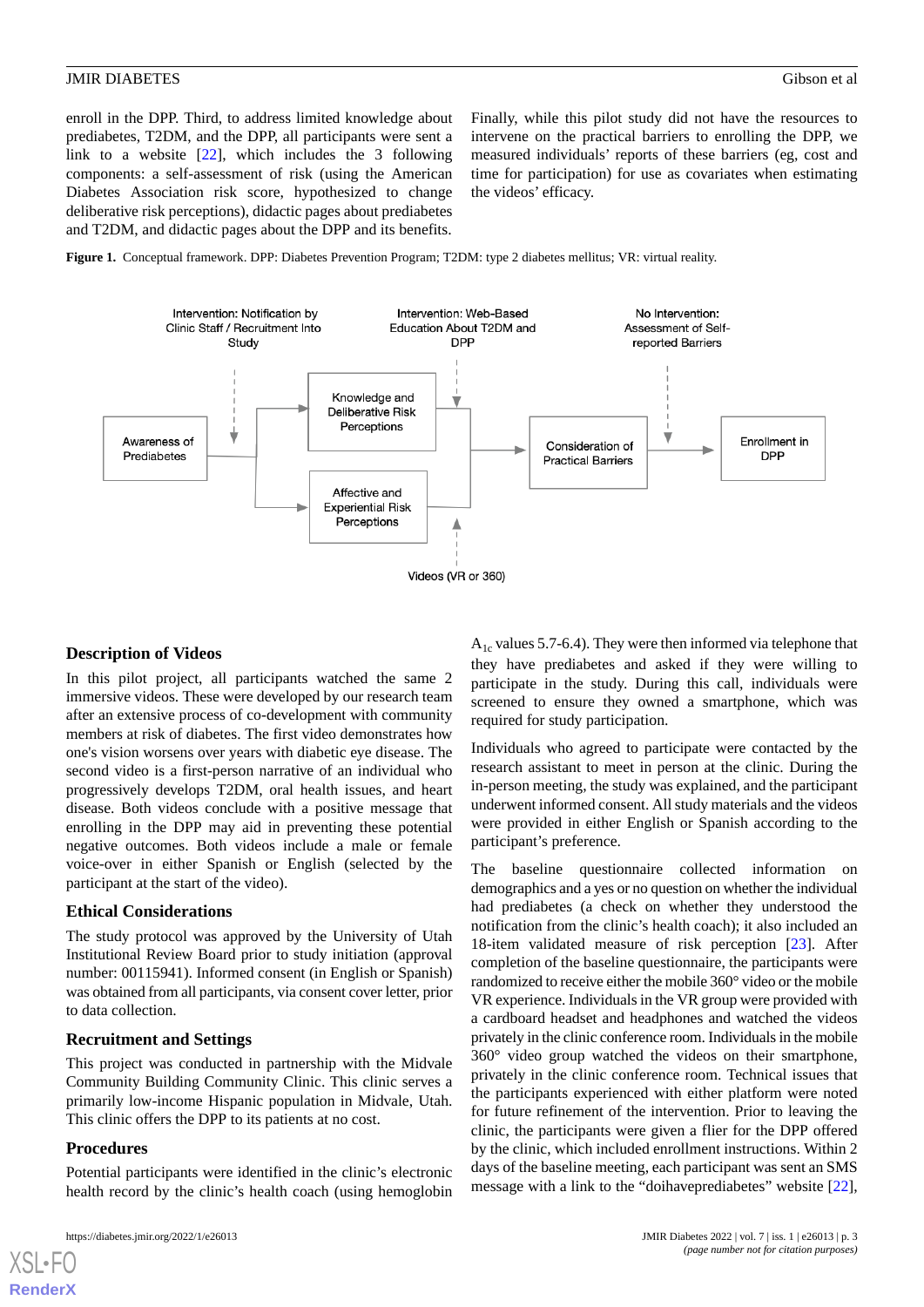enroll in the DPP. Third, to address limited knowledge about prediabetes, T2DM, and the DPP, all participants were sent a link to a website [22], which includes the 3 following components: a self-assessment of risk (using the American Diabetes Association risk score, hypothesized to change deliberative risk perceptions), didactic pages about prediabetes and T2DM, and didactic pages about the DPP and its benefits.

Finally, while this pilot study did not have the resources to intervene on the practical barriers to enrolling the DPP, we measured individuals' reports of these barriers (eg, cost and time for participation) for use as covariates when estimating the videos' efficacy.

**Figure 1.** Conceptual framework. DPP: Diabetes Prevention Program; T2DM: type 2 diabetes mellitus; VR: virtual reality.

Intervention: Notification by Clinic Staff / Recruitment Into Study

Intervention: Web-Based Education About T2DM and DPP

No Intervention: Assessment of Self-reported Barriers

Awareness of Prediabetes

Knowledge and Deliberative Risk Perceptions

Affective and Experiential Risk Perceptions

Consideration of Practical Barriers

Enrollment in DPP

Videos (VR or 360)

### Description of Videos

In this pilot project, all participants watched the same 2 immersive videos. These were developed by our research team after an extensive process of co-development with community members at risk of diabetes. The first video demonstrates how one's vision worsens over years with diabetic eye disease. The second video is a first-person narrative of an individual who progressively develops T2DM, oral health issues, and heart disease. Both videos conclude with a positive message that enrolling in the DPP may aid in preventing these potential negative outcomes. Both videos include a male or female voice-over in either Spanish or English (selected by the participant at the start of the video).

### Ethical Considerations

The study protocol was approved by the University of Utah Institutional Review Board prior to study initiation (approval number: 00115941). Informed consent (in English or Spanish) was obtained from all participants, via consent cover letter, prior to data collection.

### Recruitment and Settings

This project was conducted in partnership with the Midvale Community Building Community Clinic. This clinic serves a primarily low-income Hispanic population in Midvale, Utah. This clinic offers the DPP to its patients at no cost.

### Procedures

Potential participants were identified in the clinic's electronic health record by the clinic's health coach (using hemoglobin $A_{1c}$ values 5.7-6.4). They were then informed via telephone that they have prediabetes and asked if they were willing to participate in the study. During this call, individuals were screened to ensure they owned a smartphone, which was required for study participation.

Individuals who agreed to participate were contacted by the research assistant to meet in person at the clinic. During the in-person meeting, the study was explained, and the participant underwent informed consent. All study materials and the videos were provided in either English or Spanish according to the participant's preference.

The baseline questionnaire collected information on demographics and a yes or no question on whether the individual had prediabetes (a check on whether they understood the notification from the clinic's health coach); it also included an 18-item validated measure of risk perception [23]. After completion of the baseline questionnaire, the participants were randomized to receive either the mobile 360° video or the mobile VR experience. Individuals in the VR group were provided with a cardboard headset and headphones and watched the videos privately in the clinic conference room. Individuals in the mobile 360° video group watched the videos on their smartphone, privately in the clinic conference room. Technical issues that the participants experienced with either platform were noted for future refinement of the intervention. Prior to leaving the clinic, the participants were given a flier for the DPP offered by the clinic, which included enrollment instructions. Within 2 days of the baseline meeting, each participant was sent an SMS message with a link to the "doihaveprediabetes" website [22],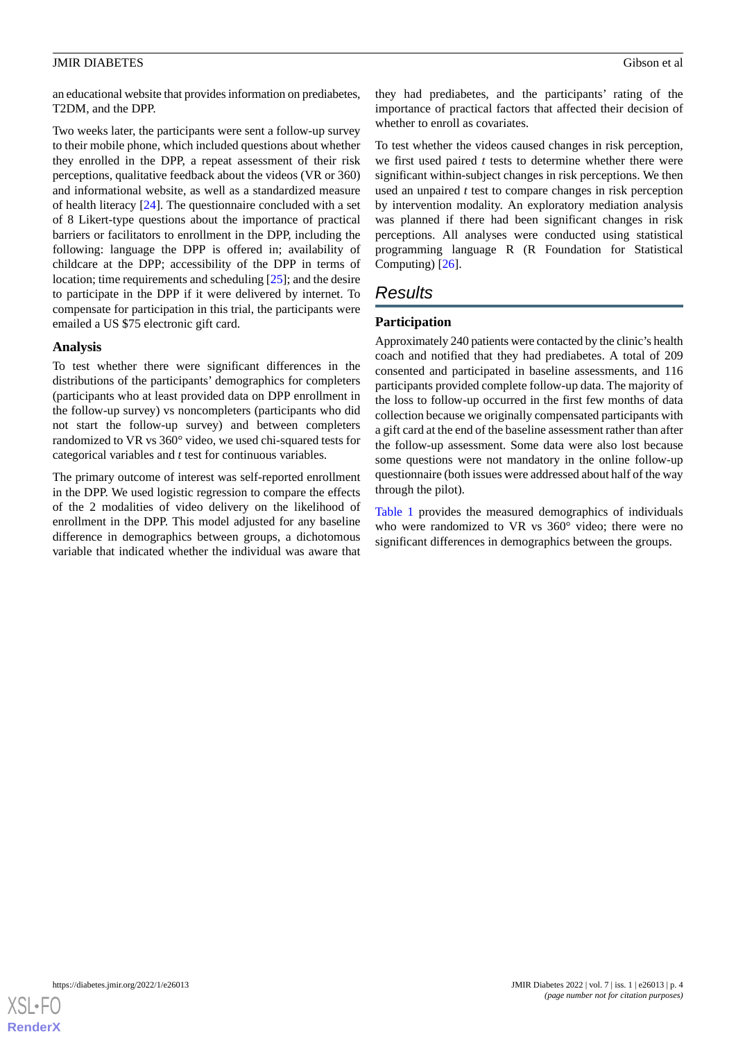an educational website that provides information on prediabetes, T2DM, and the DPP.

Two weeks later, the participants were sent a follow-up survey to their mobile phone, which included questions about whether they enrolled in the DPP, a repeat assessment of their risk perceptions, qualitative feedback about the videos (VR or 360) and informational website, as well as a standardized measure of health literacy [24]. The questionnaire concluded with a set of 8 Likert-type questions about the importance of practical barriers or facilitators to enrollment in the DPP, including the following: language the DPP is offered in; availability of childcare at the DPP; accessibility of the DPP in terms of location; time requirements and scheduling [25]; and the desire to participate in the DPP if it were delivered by internet. To compensate for participation in this trial, the participants were emailed a US $75 electronic gift card.

### Analysis

To test whether there were significant differences in the distributions of the participants' demographics for completers (participants who at least provided data on DPP enrollment in the follow-up survey) vs noncompleters (participants who did not start the follow-up survey) and between completers randomized to VR vs 360° video, we used chi-squared tests for categorical variables and *t* test for continuous variables.

The primary outcome of interest was self-reported enrollment in the DPP. We used logistic regression to compare the effects of the 2 modalities of video delivery on the likelihood of enrollment in the DPP. This model adjusted for any baseline difference in demographics between groups, a dichotomous variable that indicated whether the individual was aware that they had prediabetes, and the participants' rating of the importance of practical factors that affected their decision of whether to enroll as covariates.

To test whether the videos caused changes in risk perception, we first used paired *t* tests to determine whether there were significant within-subject changes in risk perceptions. We then used an unpaired *t* test to compare changes in risk perception by intervention modality. An exploratory mediation analysis was planned if there had been significant changes in risk perceptions. All analyses were conducted using statistical programming language R (R Foundation for Statistical Computing) [26].

## Results

### Participation

Approximately 240 patients were contacted by the clinic's health coach and notified that they had prediabetes. A total of 209 consented and participated in baseline assessments, and 116 participants provided complete follow-up data. The majority of the loss to follow-up occurred in the first few months of data collection because we originally compensated participants with a gift card at the end of the baseline assessment rather than after the follow-up assessment. Some data were also lost because some questions were not mandatory in the online follow-up questionnaire (both issues were addressed about half of the way through the pilot).

Table 1 provides the measured demographics of individuals who were randomized to VR vs 360° video; there were no significant differences in demographics between the groups.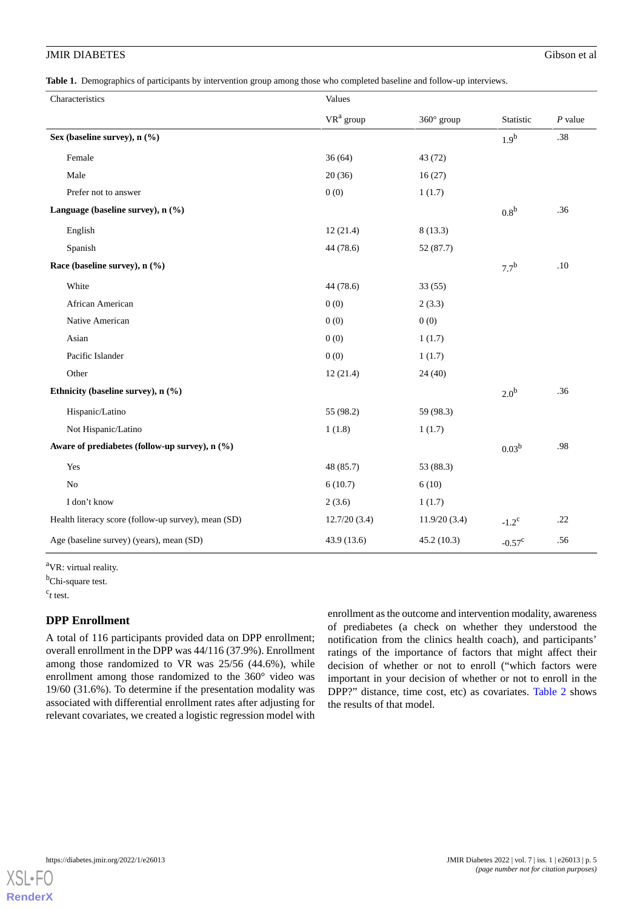**Table 1.** Demographics of participants by intervention group among those who completed baseline and follow-up interviews.

| Characteristics | Values | | | |
|---|---|---|---|---|
| | VR[a] group | 360° group | Statistic | *P* value |
| **Sex (baseline survey), n (%)** | | | 1.9[b] | .38 |
| Female | 36 (64) | 43 (72) | | |
| Male | 20 (36) | 16 (27) | | |
| Prefer not to answer | 0 (0) | 1 (1.7) | | |
| **Language (baseline survey), n (%)** | | | 0.8[b] | .36 |
| English | 12 (21.4) | 8 (13.3) | | |
| Spanish | 44 (78.6) | 52 (87.7) | | |
| **Race (baseline survey), n (%)** | | | 7.7[b] | .10 |
| White | 44 (78.6) | 33 (55) | | |
| African American | 0 (0) | 2 (3.3) | | |
| Native American | 0 (0) | 0 (0) | | |
| Asian | 0 (0) | 1 (1.7) | | |
| Pacific Islander | 0 (0) | 1 (1.7) | | |
| Other | 12 (21.4) | 24 (40) | | |
| **Ethnicity (baseline survey), n (%)** | | | 2.0[b] | .36 |
| Hispanic/Latino | 55 (98.2) | 59 (98.3) | | |
| Not Hispanic/Latino | 1 (1.8) | 1 (1.7) | | |
| **Aware of prediabetes (follow-up survey), n (%)** | | | 0.03[b] | .98 |
| Yes | 48 (85.7) | 53 (88.3) | | |
| No | 6 (10.7) | 6 (10) | | |
| I don't know | 2 (3.6) | 1 (1.7) | | |
| Health literacy score (follow-up survey), mean (SD) | 12.7/20 (3.4) | 11.9/20 (3.4) | -1.2[c] | .22 |
| Age (baseline survey) (years), mean (SD) | 43.9 (13.6) | 45.2 (10.3) | -0.57[c] | .56 |

[a]VR: virtual reality.

[b]Chi-square test.

[c]*t* test.

## DPP Enrollment

A total of 116 participants provided data on DPP enrollment; overall enrollment in the DPP was 44/116 (37.9%). Enrollment among those randomized to VR was 25/56 (44.6%), while enrollment among those randomized to the 360° video was 19/60 (31.6%). To determine if the presentation modality was associated with differential enrollment rates after adjusting for relevant covariates, we created a logistic regression model with enrollment as the outcome and intervention modality, awareness of prediabetes (a check on whether they understood the notification from the clinics health coach), and participants' ratings of the importance of factors that might affect their decision of whether or not to enroll ("which factors were important in your decision of whether or not to enroll in the DPP?" distance, time cost, etc) as covariates. Table 2 shows the results of that model.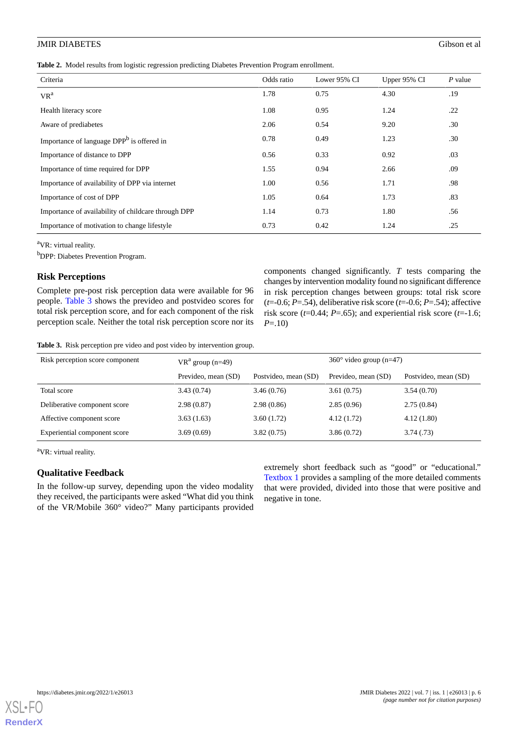**Table 2.** Model results from logistic regression predicting Diabetes Prevention Program enrollment.

| Criteria | Odds ratio | Lower 95% CI | Upper 95% CI | *P* value |
|---|---|---|---|---|
| VR[a] | 1.78 | 0.75 | 4.30 | .19 |
| Health literacy score | 1.08 | 0.95 | 1.24 | .22 |
| Aware of prediabetes | 2.06 | 0.54 | 9.20 | .30 |
| Importance of language DPP[b] is offered in | 0.78 | 0.49 | 1.23 | .30 |
| Importance of distance to DPP | 0.56 | 0.33 | 0.92 | .03 |
| Importance of time required for DPP | 1.55 | 0.94 | 2.66 | .09 |
| Importance of availability of DPP via internet | 1.00 | 0.56 | 1.71 | .98 |
| Importance of cost of DPP | 1.05 | 0.64 | 1.73 | .83 |
| Importance of availability of childcare through DPP | 1.14 | 0.73 | 1.80 | .56 |
| Importance of motivation to change lifestyle | 0.73 | 0.42 | 1.24 | .25 |

[a]VR: virtual reality.

[b]DPP: Diabetes Prevention Program.

### Risk Perceptions

Complete pre-post risk perception data were available for 96 people. Table 3 shows the prevideo and postvideo scores for total risk perception score, and for each component of the risk perception scale. Neither the total risk perception score nor its components changed significantly. *T* tests comparing the changes by intervention modality found no significant difference in risk perception changes between groups: total risk score ($t$=-0.6; $P$=.54), deliberative risk score ($t$=-0.6; $P$=.54); affective risk score ($t$=0.44; $P$=.65); and experiential risk score ($t$=-1.6; $P$=.10)

**Table 3.** Risk perception pre video and post video by intervention group.

| Risk perception score component | VR[a] group (n=49) | | 360° video group (n=47) | |
|---|---|---|---|---|
| | Prevideo, mean (SD) | Postvideo, mean (SD) | Prevideo, mean (SD) | Postvideo, mean (SD) |
| Total score | 3.43 (0.74) | 3.46 (0.76) | 3.61 (0.75) | 3.54 (0.70) |
| Deliberative component score | 2.98 (0.87) | 2.98 (0.86) | 2.85 (0.96) | 2.75 (0.84) |
| Affective component score | 3.63 (1.63) | 3.60 (1.72) | 4.12 (1.72) | 4.12 (1.80) |
| Experiential component score | 3.69 (0.69) | 3.82 (0.75) | 3.86 (0.72) | 3.74 (.73) |

[a]VR: virtual reality.

### Qualitative Feedback

In the follow-up survey, depending upon the video modality they received, the participants were asked "What did you think of the VR/Mobile 360° video?" Many participants provided extremely short feedback such as "good" or "educational." Textbox 1 provides a sampling of the more detailed comments that were provided, divided into those that were positive and negative in tone.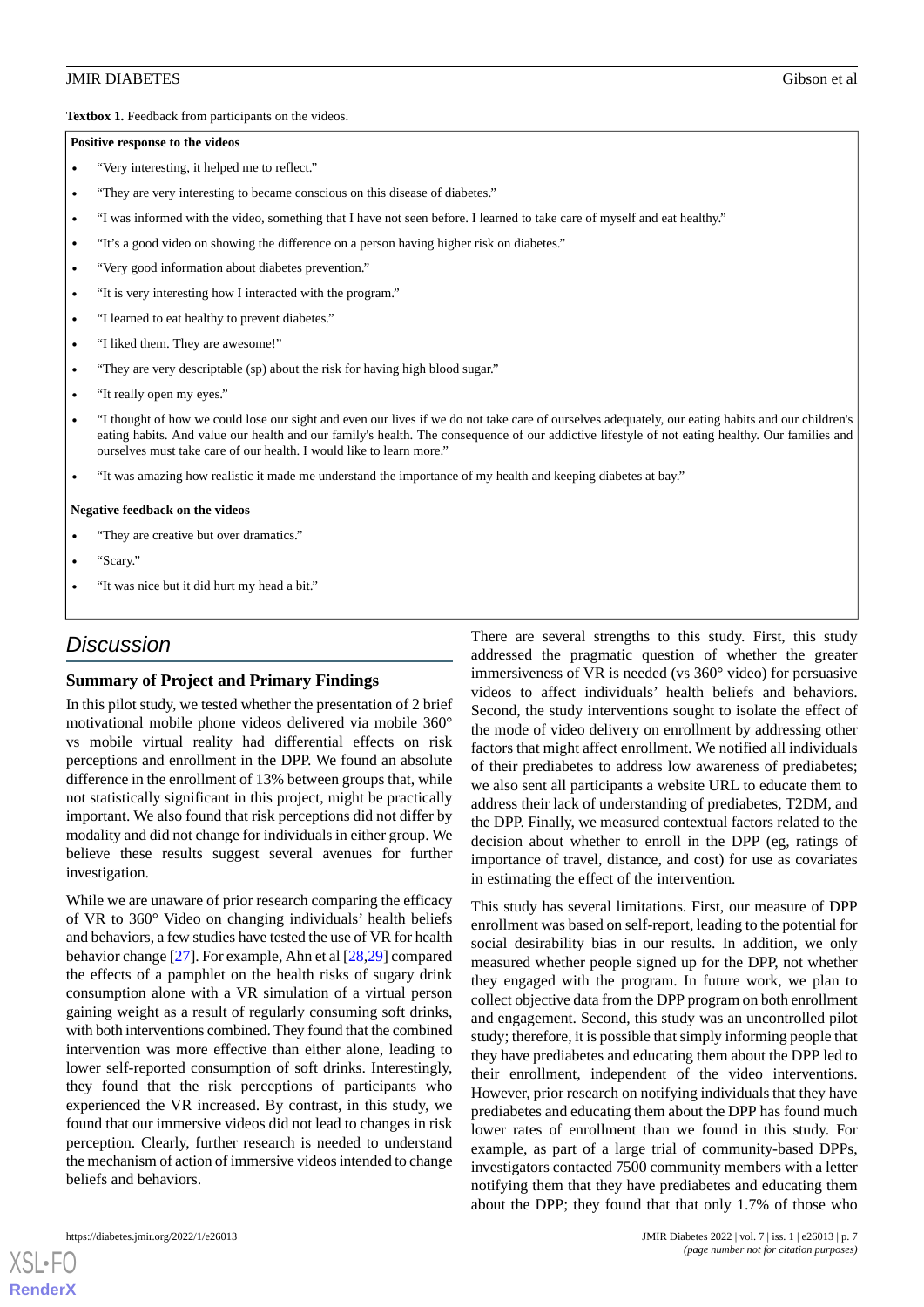Textbox 1. Feedback from participants on the videos.

**Positive response to the videos**

- “Very interesting, it helped me to reflect.”
- “They are very interesting to became conscious on this disease of diabetes.”
- “I was informed with the video, something that I have not seen before. I learned to take care of myself and eat healthy.”
- “It’s a good video on showing the difference on a person having higher risk on diabetes.”
- “Very good information about diabetes prevention.”
- “It is very interesting how I interacted with the program.”
- “I learned to eat healthy to prevent diabetes.”
- “I liked them. They are awesome!”
- “They are very descriptable (sp) about the risk for having high blood sugar.”
- “It really open my eyes.”
- “I thought of how we could lose our sight and even our lives if we do not take care of ourselves adequately, our eating habits and our children's eating habits. And value our health and our family's health. The consequence of our addictive lifestyle of not eating healthy. Our families and ourselves must take care of our health. I would like to learn more.”
- “It was amazing how realistic it made me understand the importance of my health and keeping diabetes at bay.”

**Negative feedback on the videos**

- “They are creative but over dramatics.”
- “Scary.”
- “It was nice but it did hurt my head a bit.”

## Discussion

### Summary of Project and Primary Findings

In this pilot study, we tested whether the presentation of 2 brief motivational mobile phone videos delivered via mobile 360° vs mobile virtual reality had differential effects on risk perceptions and enrollment in the DPP. We found an absolute difference in the enrollment of 13% between groups that, while not statistically significant in this project, might be practically important. We also found that risk perceptions did not differ by modality and did not change for individuals in either group. We believe these results suggest several avenues for further investigation.

While we are unaware of prior research comparing the efficacy of VR to 360° Video on changing individuals’ health beliefs and behaviors, a few studies have tested the use of VR for health behavior change [27]. For example, Ahn et al [28,29] compared the effects of a pamphlet on the health risks of sugary drink consumption alone with a VR simulation of a virtual person gaining weight as a result of regularly consuming soft drinks, with both interventions combined. They found that the combined intervention was more effective than either alone, leading to lower self-reported consumption of soft drinks. Interestingly, they found that the risk perceptions of participants who experienced the VR increased. By contrast, in this study, we found that our immersive videos did not lead to changes in risk perception. Clearly, further research is needed to understand the mechanism of action of immersive videos intended to change beliefs and behaviors.

There are several strengths to this study. First, this study addressed the pragmatic question of whether the greater immersiveness of VR is needed (vs 360° video) for persuasive videos to affect individuals’ health beliefs and behaviors. Second, the study interventions sought to isolate the effect of the mode of video delivery on enrollment by addressing other factors that might affect enrollment. We notified all individuals of their prediabetes to address low awareness of prediabetes; we also sent all participants a website URL to educate them to address their lack of understanding of prediabetes, T2DM, and the DPP. Finally, we measured contextual factors related to the decision about whether to enroll in the DPP (eg, ratings of importance of travel, distance, and cost) for use as covariates in estimating the effect of the intervention.

This study has several limitations. First, our measure of DPP enrollment was based on self-report, leading to the potential for social desirability bias in our results. In addition, we only measured whether people signed up for the DPP, not whether they engaged with the program. In future work, we plan to collect objective data from the DPP program on both enrollment and engagement. Second, this study was an uncontrolled pilot study; therefore, it is possible that simply informing people that they have prediabetes and educating them about the DPP led to their enrollment, independent of the video interventions. However, prior research on notifying individuals that they have prediabetes and educating them about the DPP has found much lower rates of enrollment than we found in this study. For example, as part of a large trial of community-based DPPs, investigators contacted 7500 community members with a letter notifying them that they have prediabetes and educating them about the DPP; they found that that only 1.7% of those who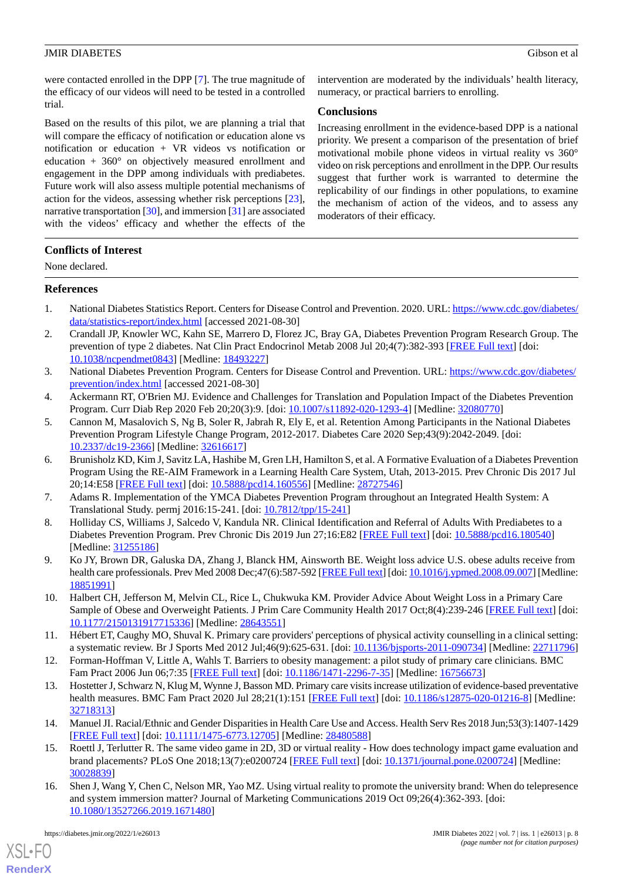were contacted enrolled in the DPP [7]. The true magnitude of the efficacy of our videos will need to be tested in a controlled trial.

Based on the results of this pilot, we are planning a trial that will compare the efficacy of notification or education alone vs notification or education + VR videos vs notification or education + 360° on objectively measured enrollment and engagement in the DPP among individuals with prediabetes. Future work will also assess multiple potential mechanisms of action for the videos, assessing whether risk perceptions [23], narrative transportation [30], and immersion [31] are associated with the videos' efficacy and whether the effects of the intervention are moderated by the individuals' health literacy, numeracy, or practical barriers to enrolling.

## Conclusions

Increasing enrollment in the evidence-based DPP is a national priority. We present a comparison of the presentation of brief motivational mobile phone videos in virtual reality vs 360° video on risk perceptions and enrollment in the DPP. Our results suggest that further work is warranted to determine the replicability of our findings in other populations, to examine the mechanism of action of the videos, and to assess any moderators of their efficacy.

## Conflicts of Interest

None declared.

## References

1. National Diabetes Statistics Report. Centers for Disease Control and Prevention. 2020. URL: https://www.cdc.gov/diabetes/data/statistics-report/index.html [accessed 2021-08-30]
2. Crandall JP, Knowler WC, Kahn SE, Marrero D, Florez JC, Bray GA, Diabetes Prevention Program Research Group. The prevention of type 2 diabetes. Nat Clin Pract Endocrinol Metab 2008 Jul 20;4(7):382-393 [FREE Full text] [doi: 10.1038/ncpendmet0843] [Medline: 18493227]
3. National Diabetes Prevention Program. Centers for Disease Control and Prevention. URL: https://www.cdc.gov/diabetes/prevention/index.html [accessed 2021-08-30]
4. Ackermann RT, O'Brien MJ. Evidence and Challenges for Translation and Population Impact of the Diabetes Prevention Program. Curr Diab Rep 2020 Feb 20;20(3):9. [doi: 10.1007/s11892-020-1293-4] [Medline: 32080770]
5. Cannon M, Masalovich S, Ng B, Soler R, Jabrah R, Ely E, et al. Retention Among Participants in the National Diabetes Prevention Program Lifestyle Change Program, 2012-2017. Diabetes Care 2020 Sep;43(9):2042-2049. [doi: 10.2337/dc19-2366] [Medline: 32616617]
6. Brunisholz KD, Kim J, Savitz LA, Hashibe M, Gren LH, Hamilton S, et al. A Formative Evaluation of a Diabetes Prevention Program Using the RE-AIM Framework in a Learning Health Care System, Utah, 2013-2015. Prev Chronic Dis 2017 Jul 20;14:E58 [FREE Full text] [doi: 10.5888/pcd14.160556] [Medline: 28727546]
7. Adams R. Implementation of the YMCA Diabetes Prevention Program throughout an Integrated Health System: A Translational Study. permj 2016:15-241. [doi: 10.7812/tpp/15-241]
8. Holliday CS, Williams J, Salcedo V, Kandula NR. Clinical Identification and Referral of Adults With Prediabetes to a Diabetes Prevention Program. Prev Chronic Dis 2019 Jun 27;16:E82 [FREE Full text] [doi: 10.5888/pcd16.180540] [Medline: 31255186]
9. Ko JY, Brown DR, Galuska DA, Zhang J, Blanck HM, Ainsworth BE. Weight loss advice U.S. obese adults receive from health care professionals. Prev Med 2008 Dec;47(6):587-592 [FREE Full text] [doi: 10.1016/j.ypmed.2008.09.007] [Medline: 18851991]
10. Halbert CH, Jefferson M, Melvin CL, Rice L, Chukwuka KM. Provider Advice About Weight Loss in a Primary Care Sample of Obese and Overweight Patients. J Prim Care Community Health 2017 Oct;8(4):239-246 [FREE Full text] [doi: 10.1177/2150131917715336] [Medline: 28643551]
11. Hébert ET, Caughy MO, Shuval K. Primary care providers' perceptions of physical activity counselling in a clinical setting: a systematic review. Br J Sports Med 2012 Jul;46(9):625-631. [doi: 10.1136/bjsports-2011-090734] [Medline: 22711796]
12. Forman-Hoffman V, Little A, Wahls T. Barriers to obesity management: a pilot study of primary care clinicians. BMC Fam Pract 2006 Jun 06;7:35 [FREE Full text] [doi: 10.1186/1471-2296-7-35] [Medline: 16756673]
13. Hostetter J, Schwarz N, Klug M, Wynne J, Basson MD. Primary care visits increase utilization of evidence-based preventative health measures. BMC Fam Pract 2020 Jul 28;21(1):151 [FREE Full text] [doi: 10.1186/s12875-020-01216-8] [Medline: 32718313]
14. Manuel JI. Racial/Ethnic and Gender Disparities in Health Care Use and Access. Health Serv Res 2018 Jun;53(3):1407-1429 [FREE Full text] [doi: 10.1111/1475-6773.12705] [Medline: 28480588]
15. Roettl J, Terlutter R. The same video game in 2D, 3D or virtual reality - How does technology impact game evaluation and brand placements? PLoS One 2018;13(7):e0200724 [FREE Full text] [doi: 10.1371/journal.pone.0200724] [Medline: 30028839]
16. Shen J, Wang Y, Chen C, Nelson MR, Yao MZ. Using virtual reality to promote the university brand: When do telepresence and system immersion matter? Journal of Marketing Communications 2019 Oct 09;26(4):362-393. [doi: 10.1080/13527266.2019.1671480]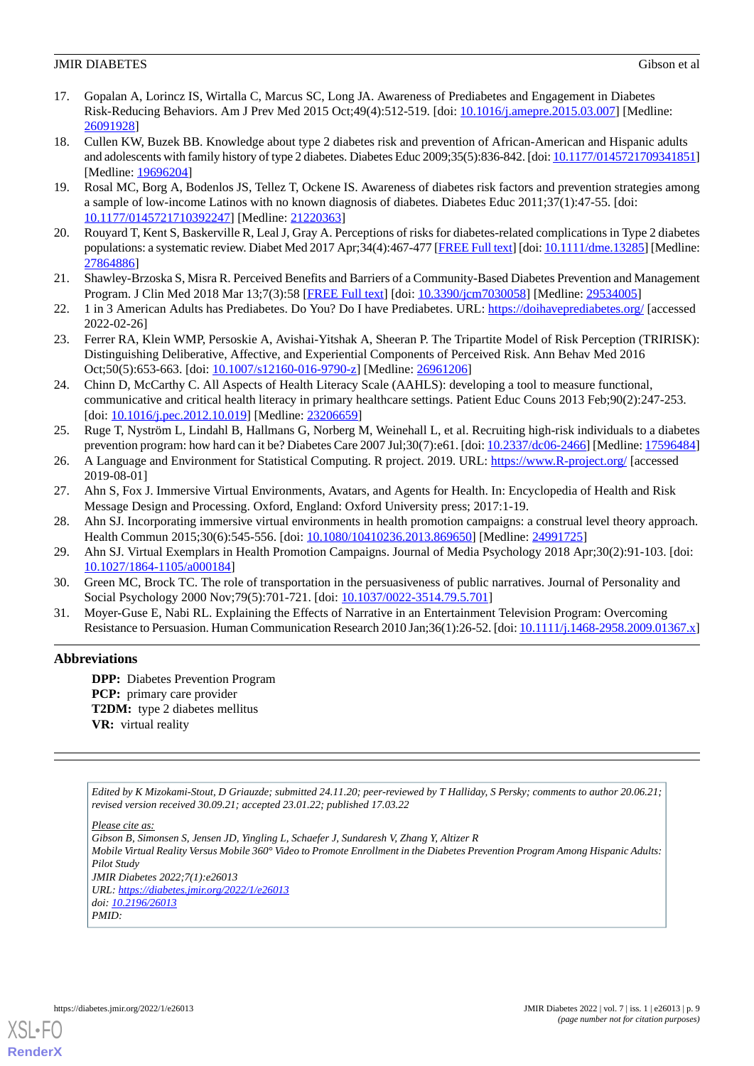17. Gopalan A, Lorincz IS, Wirtalla C, Marcus SC, Long JA. Awareness of Prediabetes and Engagement in Diabetes Risk-Reducing Behaviors. Am J Prev Med 2015 Oct;49(4):512-519. [doi: 10.1016/j.amepre.2015.03.007] [Medline: 26091928]
18. Cullen KW, Buzek BB. Knowledge about type 2 diabetes risk and prevention of African-American and Hispanic adults and adolescents with family history of type 2 diabetes. Diabetes Educ 2009;35(5):836-842. [doi: 10.1177/0145721709341851] [Medline: 19696204]
19. Rosal MC, Borg A, Bodenlos JS, Tellez T, Ockene IS. Awareness of diabetes risk factors and prevention strategies among a sample of low-income Latinos with no known diagnosis of diabetes. Diabetes Educ 2011;37(1):47-55. [doi: 10.1177/0145721710392247] [Medline: 21220363]
20. Rouyard T, Kent S, Baskerville R, Leal J, Gray A. Perceptions of risks for diabetes-related complications in Type 2 diabetes populations: a systematic review. Diabet Med 2017 Apr;34(4):467-477 [FREE Full text] [doi: 10.1111/dme.13285] [Medline: 27864886]
21. Shawley-Brzoska S, Misra R. Perceived Benefits and Barriers of a Community-Based Diabetes Prevention and Management Program. J Clin Med 2018 Mar 13;7(3):58 [FREE Full text] [doi: 10.3390/jcm7030058] [Medline: 29534005]
22. 1 in 3 American Adults has Prediabetes. Do You? Do I have Prediabetes. URL: https://doihaveprediabetes.org/ [accessed 2022-02-26]
23. Ferrer RA, Klein WMP, Persoskie A, Avishai-Yitshak A, Sheeran P. The Tripartite Model of Risk Perception (TRIRISK): Distinguishing Deliberative, Affective, and Experiential Components of Perceived Risk. Ann Behav Med 2016 Oct;50(5):653-663. [doi: 10.1007/s12160-016-9790-z] [Medline: 26961206]
24. Chinn D, McCarthy C. All Aspects of Health Literacy Scale (AAHLS): developing a tool to measure functional, communicative and critical health literacy in primary healthcare settings. Patient Educ Couns 2013 Feb;90(2):247-253. [doi: 10.1016/j.pec.2012.10.019] [Medline: 23206659]
25. Ruge T, Nyström L, Lindahl B, Hallmans G, Norberg M, Weinehall L, et al. Recruiting high-risk individuals to a diabetes prevention program: how hard can it be? Diabetes Care 2007 Jul;30(7):e61. [doi: 10.2337/dc06-2466] [Medline: 17596484]
26. A Language and Environment for Statistical Computing. R project. 2019. URL: https://www.R-project.org/ [accessed 2019-08-01]
27. Ahn S, Fox J. Immersive Virtual Environments, Avatars, and Agents for Health. In: Encyclopedia of Health and Risk Message Design and Processing. Oxford, England: Oxford University press; 2017:1-19.
28. Ahn SJ. Incorporating immersive virtual environments in health promotion campaigns: a construal level theory approach. Health Commun 2015;30(6):545-556. [doi: 10.1080/10410236.2013.869650] [Medline: 24991725]
29. Ahn SJ. Virtual Exemplars in Health Promotion Campaigns. Journal of Media Psychology 2018 Apr;30(2):91-103. [doi: 10.1027/1864-1105/a000184]
30. Green MC, Brock TC. The role of transportation in the persuasiveness of public narratives. Journal of Personality and Social Psychology 2000 Nov;79(5):701-721. [doi: 10.1037/0022-3514.79.5.701]
31. Moyer-Guse E, Nabi RL. Explaining the Effects of Narrative in an Entertainment Television Program: Overcoming Resistance to Persuasion. Human Communication Research 2010 Jan;36(1):26-52. [doi: 10.1111/j.1468-2958.2009.01367.x]

## Abbreviations

**DPP:** Diabetes Prevention Program
**PCP:** primary care provider
**T2DM:** type 2 diabetes mellitus
**VR:** virtual reality

*Edited by K Mizokami-Stout, D Griauzde; submitted 24.11.20; peer-reviewed by T Halliday, S Persky; comments to author 20.06.21; revised version received 30.09.21; accepted 23.01.22; published 17.03.22*

*Please cite as:*
*Gibson B, Simonsen S, Jensen JD, Yingling L, Schaefer J, Sundaresh V, Zhang Y, Altizer R*
*Mobile Virtual Reality Versus Mobile 360° Video to Promote Enrollment in the Diabetes Prevention Program Among Hispanic Adults: Pilot Study*
*JMIR Diabetes 2022;7(1):e26013*
*URL: https://diabetes.jmir.org/2022/1/e26013*
*doi: 10.2196/26013*
*PMID:*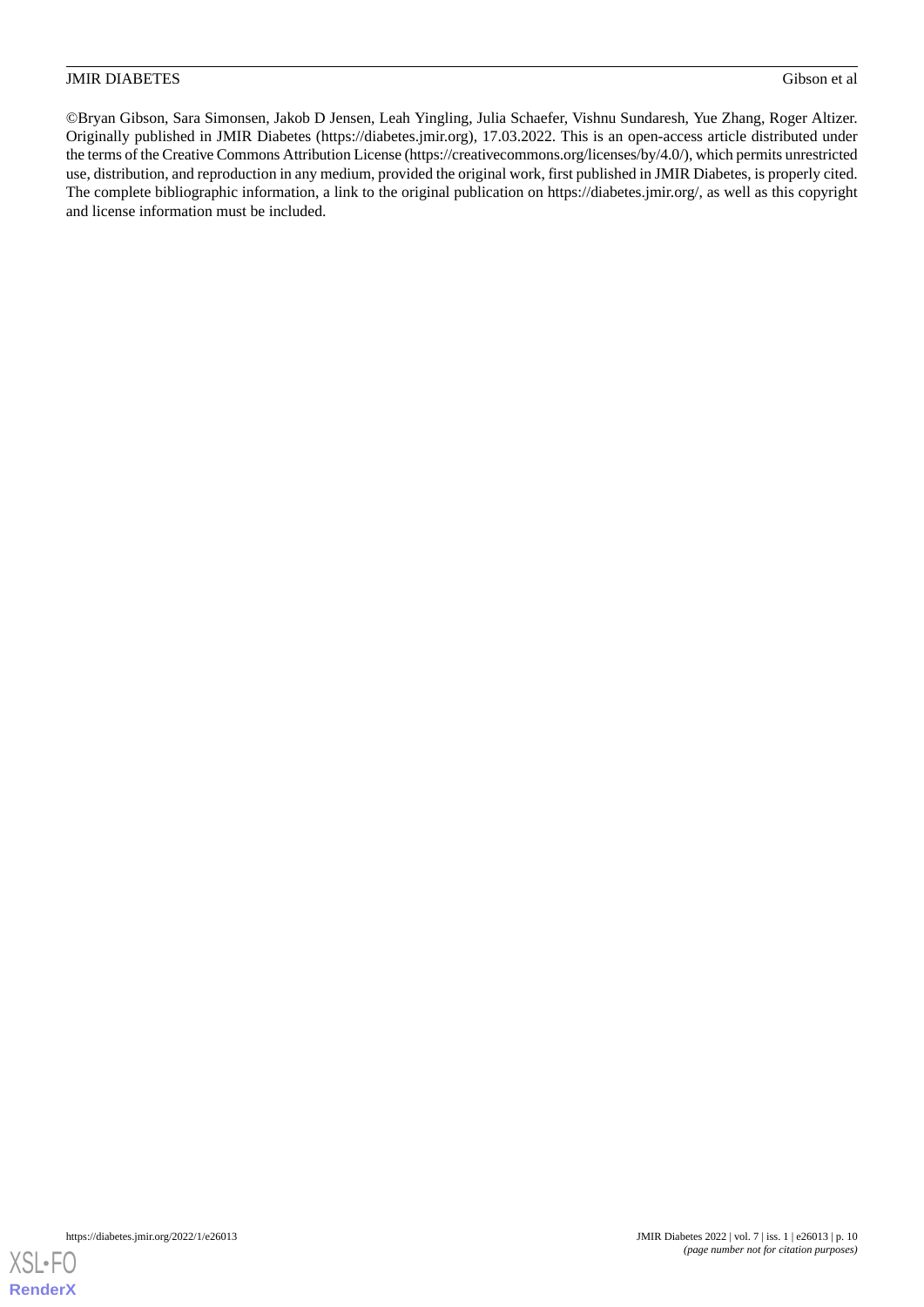©Bryan Gibson, Sara Simonsen, Jakob D Jensen, Leah Yingling, Julia Schaefer, Vishnu Sundaresh, Yue Zhang, Roger Altizer. Originally published in JMIR Diabetes (https://diabetes.jmir.org), 17.03.2022. This is an open-access article distributed under the terms of the Creative Commons Attribution License (https://creativecommons.org/licenses/by/4.0/), which permits unrestricted use, distribution, and reproduction in any medium, provided the original work, first published in JMIR Diabetes, is properly cited. The complete bibliographic information, a link to the original publication on https://diabetes.jmir.org/, as well as this copyright and license information must be included.